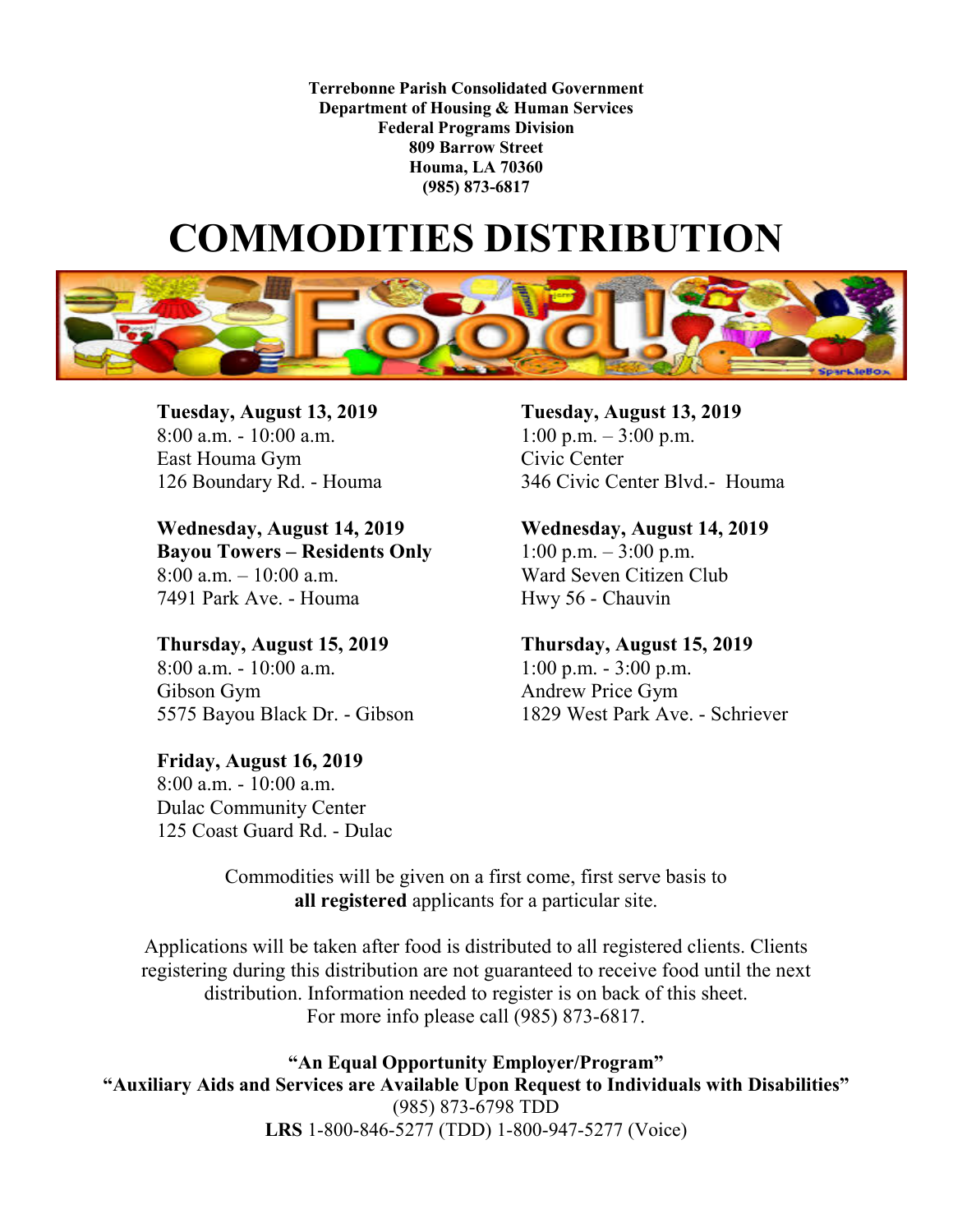**Terrebonne Parish Consolidated Government**
**Department of Housing & Human Services**
**Federal Programs Division**
**809 Barrow Street**
**Houma, LA 70360**
**(985) 873-6817**

# COMMODITIES DISTRIBUTION

**Tuesday, August 13, 2019**
8:00 a.m. - 10:00 a.m.
East Houma Gym
126 Boundary Rd. - Houma

**Tuesday, August 13, 2019**
1:00 p.m. – 3:00 p.m.
Civic Center
346 Civic Center Blvd.- Houma

**Wednesday, August 14, 2019**
**Bayou Towers – Residents Only**
8:00 a.m. – 10:00 a.m.
7491 Park Ave. - Houma

**Wednesday, August 14, 2019**
1:00 p.m. – 3:00 p.m.
Ward Seven Citizen Club
Hwy 56 - Chauvin

**Thursday, August 15, 2019**
8:00 a.m. - 10:00 a.m.
Gibson Gym
5575 Bayou Black Dr. - Gibson

**Thursday, August 15, 2019**
1:00 p.m. - 3:00 p.m.
Andrew Price Gym
1829 West Park Ave. - Schriever

**Friday, August 16, 2019**
8:00 a.m. - 10:00 a.m.
Dulac Community Center
125 Coast Guard Rd. - Dulac

Commodities will be given on a first come, first serve basis to **all registered** applicants for a particular site.

Applications will be taken after food is distributed to all registered clients. Clients registering during this distribution are not guaranteed to receive food until the next distribution. Information needed to register is on back of this sheet. For more info please call (985) 873-6817.

**"An Equal Opportunity Employer/Program"**
**"Auxiliary Aids and Services are Available Upon Request to Individuals with Disabilities"**
(985) 873-6798 TDD
**LRS** 1-800-846-5277 (TDD) 1-800-947-5277 (Voice)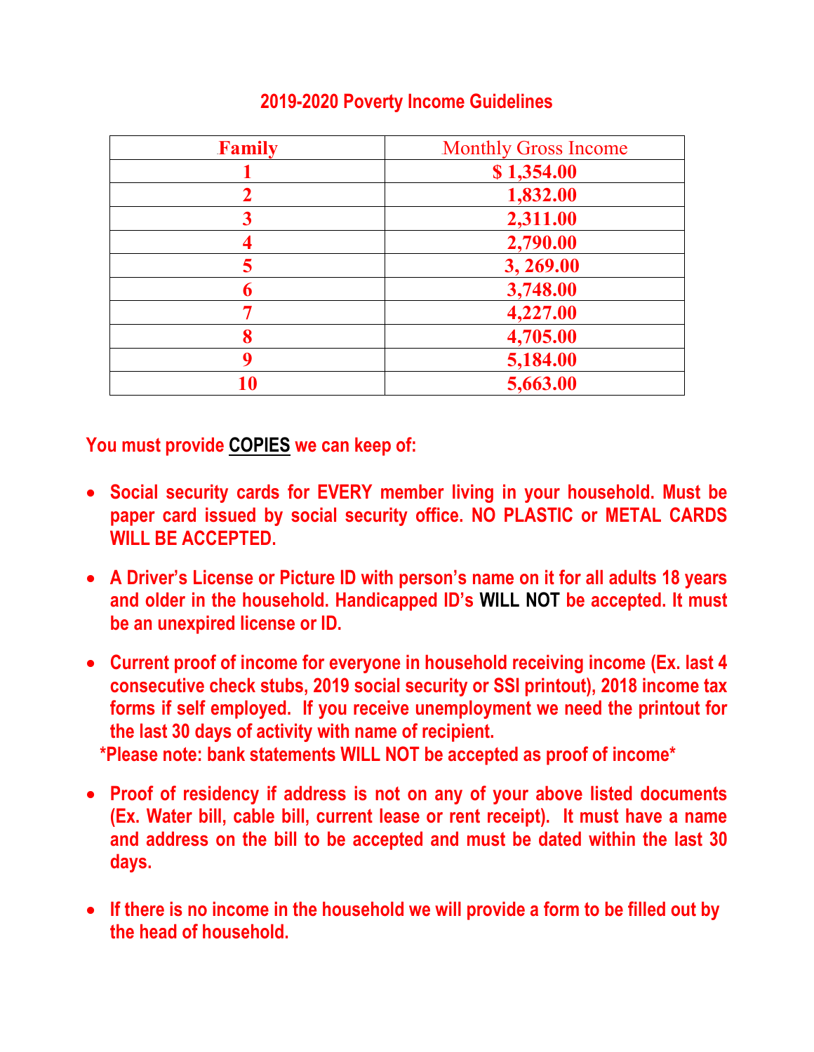## 2019-2020 Poverty Income Guidelines

| Family | Monthly Gross Income |
|---|---|
| 1 | $ 1,354.00 |
| 2 | 1,832.00 |
| 3 | 2,311.00 |
| 4 | 2,790.00 |
| 5 | 3, 269.00 |
| 6 | 3,748.00 |
| 7 | 4,227.00 |
| 8 | 4,705.00 |
| 9 | 5,184.00 |
| 10 | 5,663.00 |

**You must provide <u>COPIES</u> we can keep of:**

- **Social security cards for EVERY member living in your household. Must be paper card issued by social security office. NO PLASTIC or METAL CARDS WILL BE ACCEPTED.**
- **A Driver's License or Picture ID with person's name on it for all adults 18 years and older in the household. Handicapped ID's WILL NOT be accepted. It must be an unexpired license or ID.**
- **Current proof of income for everyone in household receiving income (Ex. last 4 consecutive check stubs, 2019 social security or SSI printout), 2018 income tax forms if self employed. If you receive unemployment we need the printout for the last 30 days of activity with name of recipient.**

  **\*Please note: bank statements WILL NOT be accepted as proof of income\***
- **Proof of residency if address is not on any of your above listed documents (Ex. Water bill, cable bill, current lease or rent receipt). It must have a name and address on the bill to be accepted and must be dated within the last 30 days.**
- **If there is no income in the household we will provide a form to be filled out by the head of household.**